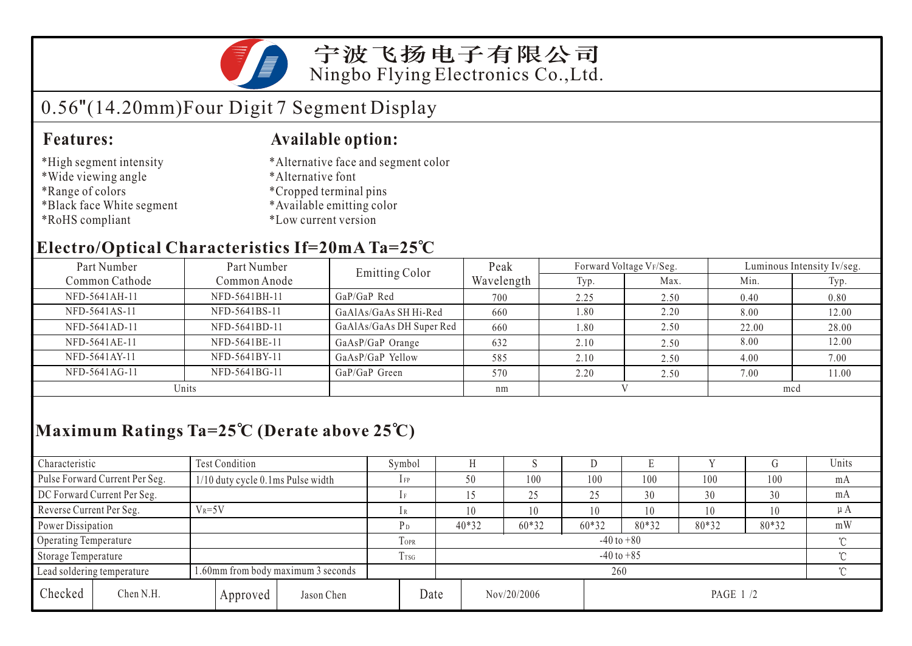宁波飞扬电子有限公司
Ningbo Flying Electronics Co.,Ltd.

# 0.56"(14.20mm)Four Digit 7 Segment Display

## Features:

*High segment intensity
*Wide viewing angle
*Range of colors
*Black face White segment
*RoHS compliant

## Available option:

*Alternative face and segment color
*Alternative font
*Cropped terminal pins
*Available emitting color
*Low current version

## Electro/Optical Characteristics If=20mA Ta=25℃

| Part Number Common Cathode | Part Number Common Anode | Emitting Color | Peak Wavelength | Forward Voltage $V_F$/Seg. | | Luminous Intensity Iv/seg. | |
|---|---|---|---|---|---|---|---|
| | | | | Typ. | Max. | Min. | Typ. |
| NFD-5641AH-11 | NFD-5641BH-11 | GaP/GaP Red | 700 | 2.25 | 2.50 | 0.40 | 0.80 |
| NFD-5641AS-11 | NFD-5641BS-11 | GaAlAs/GaAs SH Hi-Red | 660 | 1.80 | 2.20 | 8.00 | 12.00 |
| NFD-5641AD-11 | NFD-5641BD-11 | GaAlAs/GaAs DH Super Red | 660 | 1.80 | 2.50 | 22.00 | 28.00 |
| NFD-5641AE-11 | NFD-5641BE-11 | GaAsP/GaP Orange | 632 | 2.10 | 2.50 | 8.00 | 12.00 |
| NFD-5641AY-11 | NFD-5641BY-11 | GaAsP/GaP Yellow | 585 | 2.10 | 2.50 | 4.00 | 7.00 |
| NFD-5641AG-11 | NFD-5641BG-11 | GaP/GaP Green | 570 | 2.20 | 2.50 | 7.00 | 11.00 |
| Units | | | nm | V | | mcd | |

## Maximum Ratings Ta=25℃ (Derate above 25℃)

| Characteristic | Test Condition | Symbol | H | S | D | E | Y | G | Units |
|---|---|---|---|---|---|---|---|---|---|
| Pulse Forward Current Per Seg. | 1/10 duty cycle 0.1ms Pulse width | $I_{FP}$ | 50 | 100 | 100 | 100 | 100 | 100 | mA |
| DC Forward Current Per Seg. | | $I_F$ | 15 | 25 | 25 | 30 | 30 | 30 | mA |
| Reverse Current Per Seg. | $V_R$=5V | $I_R$ | 10 | 10 | 10 | 10 | 10 | 10 | μA |
| Power Dissipation | | $P_D$ | 40*32 | 60*32 | 60*32 | 80*32 | 80*32 | 80*32 | mW |
| Operating Temperature | | $T_{OPR}$ | -40 to +80 | | | | | | ℃ |
| Storage Temperature | | $T_{TSG}$ | -40 to +85 | | | | | | ℃ |
| Lead soldering temperature | 1.60mm from body maximum 3 seconds | | 260 | | | | | | ℃ |

| Checked | Chen N.H. | Approved | Jason Chen | Date | Nov/20/2006 | PAGE 1 /2 |
|---|---|---|---|---|---|---|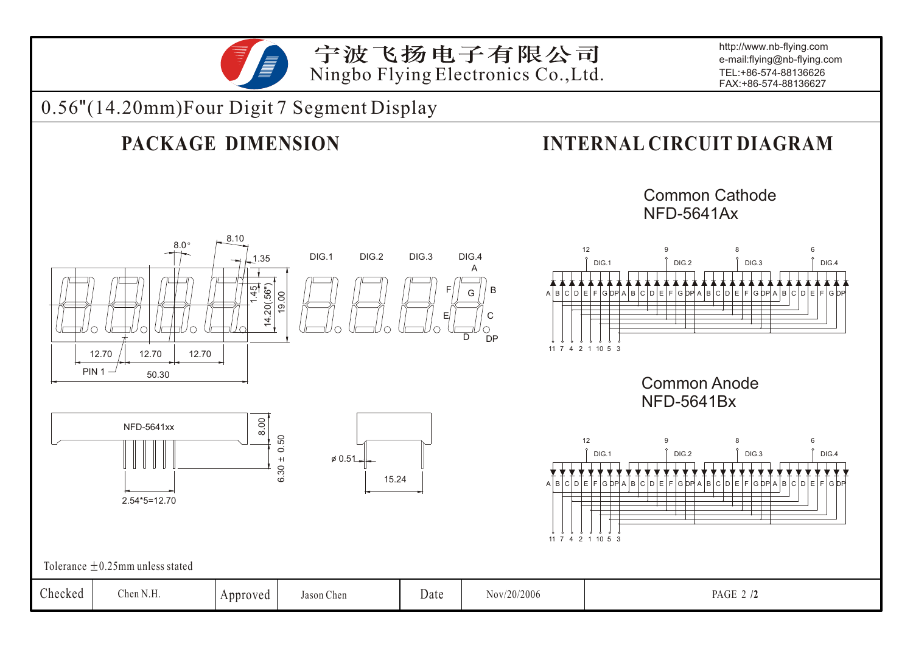宁波飞扬电子有限公司
Ningbo Flying Electronics Co.,Ltd.

http://www.nb-flying.com
e-mail:flying@nb-flying.com
TEL:+86-574-88136626
FAX:+86-574-88136627

# 0.56"(14.20mm)Four Digit 7 Segment Display

## PACKAGE DIMENSION

8.0°
8.10
1.35
1.45
14.20(.56")
19.00
12.70
12.70
12.70
PIN 1
50.30

DIG.1 DIG.2 DIG.3 DIG.4
A B C D E F G DP

NFD-5641xx
8.00
6.30 ± 0.50
2.54*5=12.70
ø 0.51
15.24

Tolerance ±0.25mm unless stated

## INTERNAL CIRCUIT DIAGRAM

Common Cathode
NFD-5641Ax

12 9 8 6
DIG.1 DIG.2 DIG.3 DIG.4
A B C D E F G DP
11 7 4 2 1 10 5 3

Common Anode
NFD-5641Bx

12 9 8 6
DIG.1 DIG.2 DIG.3 DIG.4
A B C D E F G DP
11 7 4 2 1 10 5 3

| Checked | Chen N.H. | Approved | Jason Chen | Date | Nov/20/2006 | PAGE 2 /2 |
| --- | --- | --- | --- | --- | --- | --- |